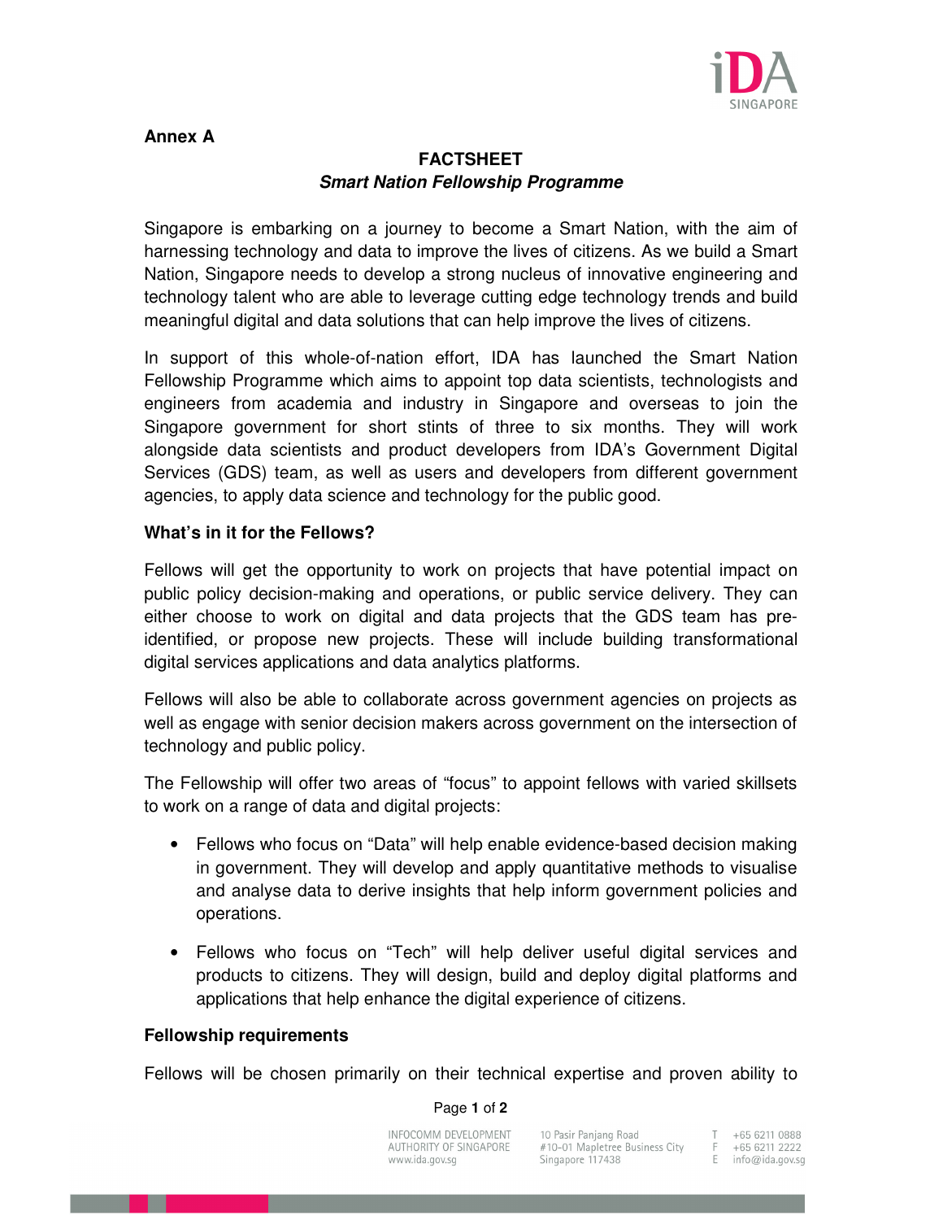**Annex A**

# FACTSHEET
## *Smart Nation Fellowship Programme*

Singapore is embarking on a journey to become a Smart Nation, with the aim of harnessing technology and data to improve the lives of citizens. As we build a Smart Nation, Singapore needs to develop a strong nucleus of innovative engineering and technology talent who are able to leverage cutting edge technology trends and build meaningful digital and data solutions that can help improve the lives of citizens.

In support of this whole-of-nation effort, IDA has launched the Smart Nation Fellowship Programme which aims to appoint top data scientists, technologists and engineers from academia and industry in Singapore and overseas to join the Singapore government for short stints of three to six months. They will work alongside data scientists and product developers from IDA's Government Digital Services (GDS) team, as well as users and developers from different government agencies, to apply data science and technology for the public good.

### What's in it for the Fellows?

Fellows will get the opportunity to work on projects that have potential impact on public policy decision-making and operations, or public service delivery. They can either choose to work on digital and data projects that the GDS team has pre-identified, or propose new projects. These will include building transformational digital services applications and data analytics platforms.

Fellows will also be able to collaborate across government agencies on projects as well as engage with senior decision makers across government on the intersection of technology and public policy.

The Fellowship will offer two areas of "focus" to appoint fellows with varied skillsets to work on a range of data and digital projects:

- Fellows who focus on "Data" will help enable evidence-based decision making in government. They will develop and apply quantitative methods to visualise and analyse data to derive insights that help inform government policies and operations.

- Fellows who focus on "Tech" will help deliver useful digital services and products to citizens. They will design, build and deploy digital platforms and applications that help enhance the digital experience of citizens.

### Fellowship requirements

Fellows will be chosen primarily on their technical expertise and proven ability to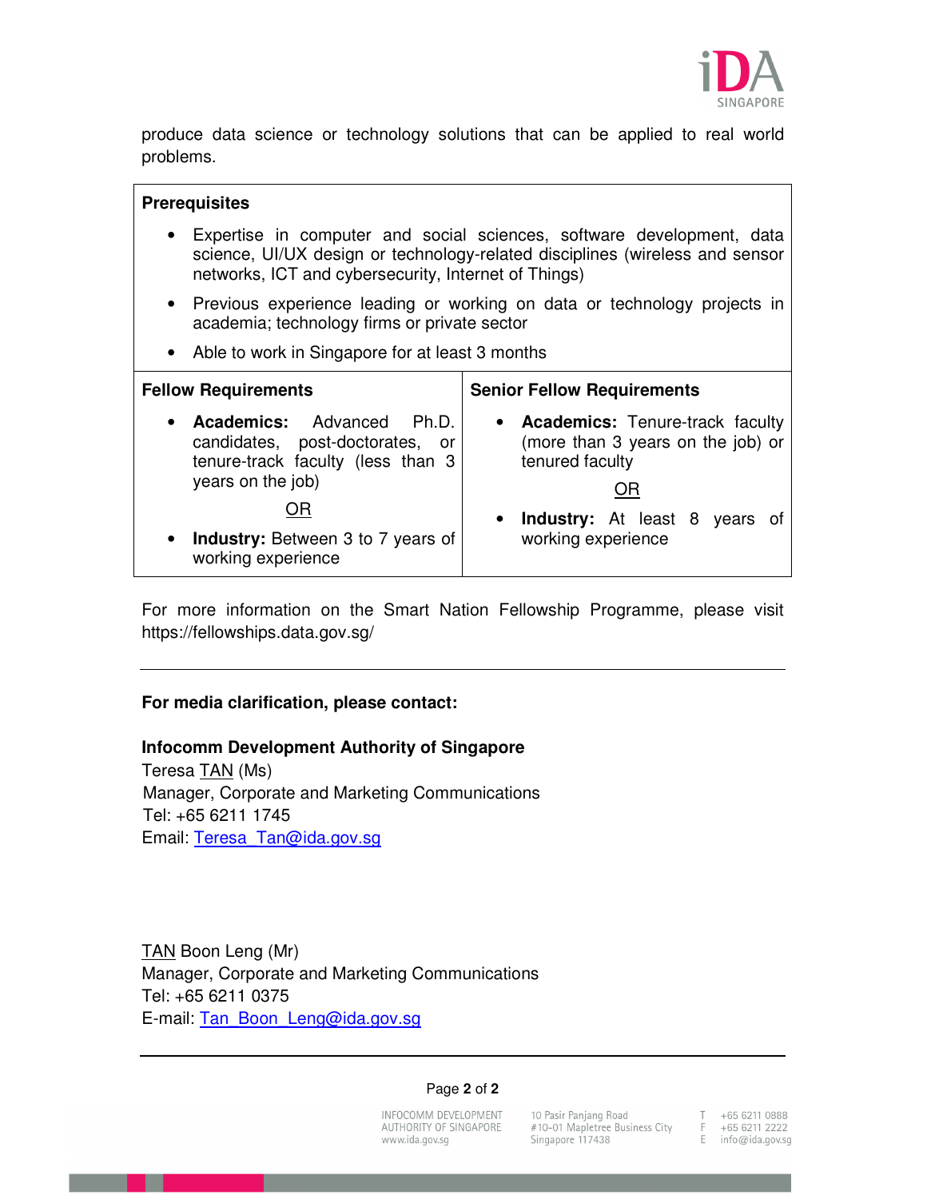produce data science or technology solutions that can be applied to real world problems.

**Prerequisites**

- Expertise in computer and social sciences, software development, data science, UI/UX design or technology-related disciplines (wireless and sensor networks, ICT and cybersecurity, Internet of Things)
- Previous experience leading or working on data or technology projects in academia; technology firms or private sector
- Able to work in Singapore for at least 3 months

| Fellow Requirements | Senior Fellow Requirements |
|---|---|
| • **Academics:** Advanced Ph.D. candidates, post-doctorates, or tenure-track faculty (less than 3 years on the job) <br> OR <br> • **Industry:** Between 3 to 7 years of working experience | • **Academics:** Tenure-track faculty (more than 3 years on the job) or tenured faculty <br> OR <br> • **Industry:** At least 8 years of working experience |

For more information on the Smart Nation Fellowship Programme, please visit https://fellowships.data.gov.sg/

---

**For media clarification, please contact:**

**Infocomm Development Authority of Singapore**
Teresa TAN (Ms)
Manager, Corporate and Marketing Communications
Tel: +65 6211 1745
Email: Teresa_Tan@ida.gov.sg

TAN Boon Leng (Mr)
Manager, Corporate and Marketing Communications
Tel: +65 6211 0375
E-mail: Tan_Boon_Leng@ida.gov.sg